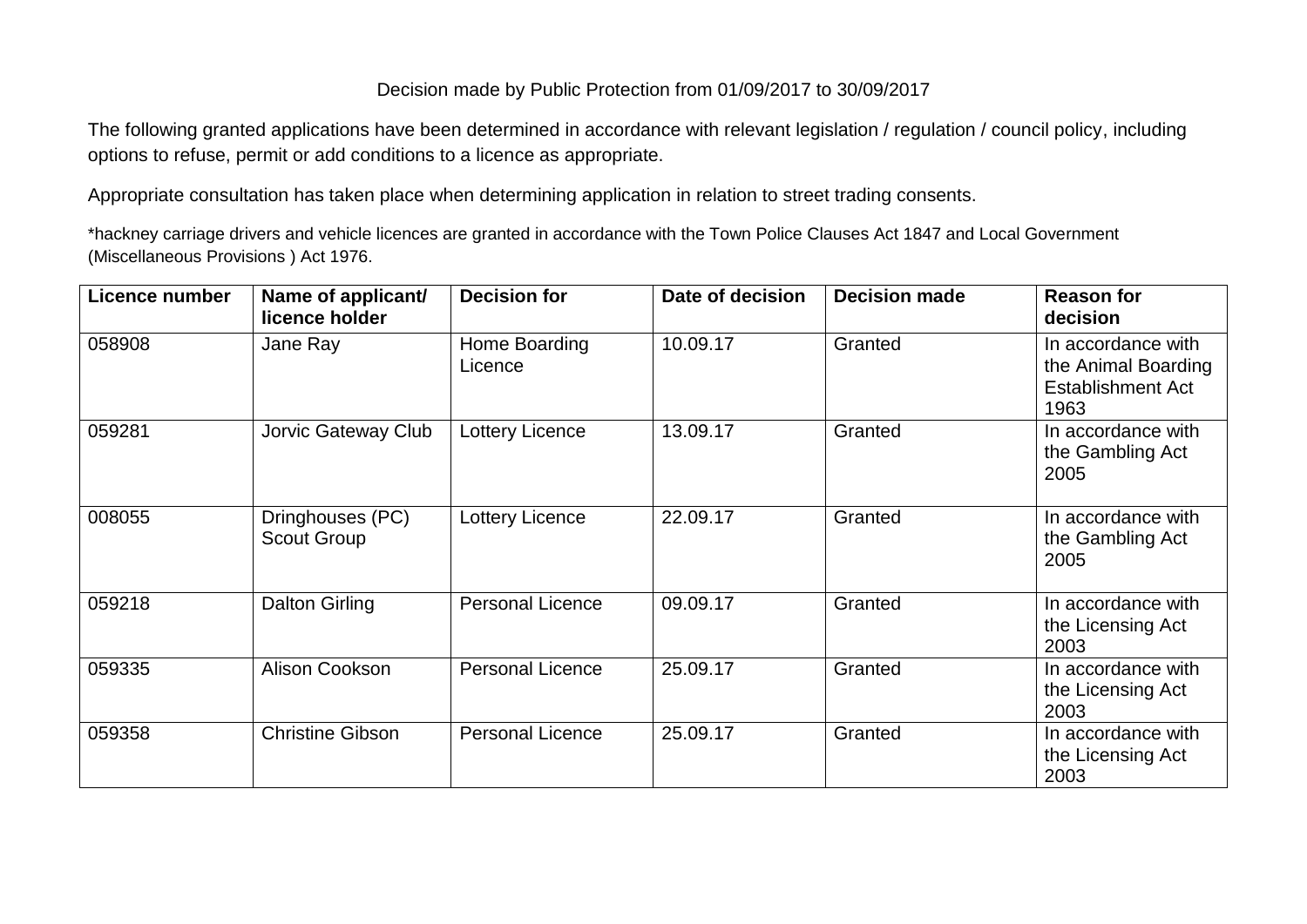Decision made by Public Protection from 01/09/2017 to 30/09/2017

The following granted applications have been determined in accordance with relevant legislation / regulation / council policy, including options to refuse, permit or add conditions to a licence as appropriate.

Appropriate consultation has taken place when determining application in relation to street trading consents.

*hackney carriage drivers and vehicle licences are granted in accordance with the Town Police Clauses Act 1847 and Local Government (Miscellaneous Provisions ) Act 1976.

| Licence number | Name of applicant/ licence holder | Decision for | Date of decision | Decision made | Reason for decision |
|---|---|---|---|---|---|
| 058908 | Jane Ray | Home Boarding Licence | 10.09.17 | Granted | In accordance with the Animal Boarding Establishment Act 1963 |
| 059281 | Jorvic Gateway Club | Lottery Licence | 13.09.17 | Granted | In accordance with the Gambling Act 2005 |
| 008055 | Dringhouses (PC) Scout Group | Lottery Licence | 22.09.17 | Granted | In accordance with the Gambling Act 2005 |
| 059218 | Dalton Girling | Personal Licence | 09.09.17 | Granted | In accordance with the Licensing Act 2003 |
| 059335 | Alison Cookson | Personal Licence | 25.09.17 | Granted | In accordance with the Licensing Act 2003 |
| 059358 | Christine Gibson | Personal Licence | 25.09.17 | Granted | In accordance with the Licensing Act 2003 |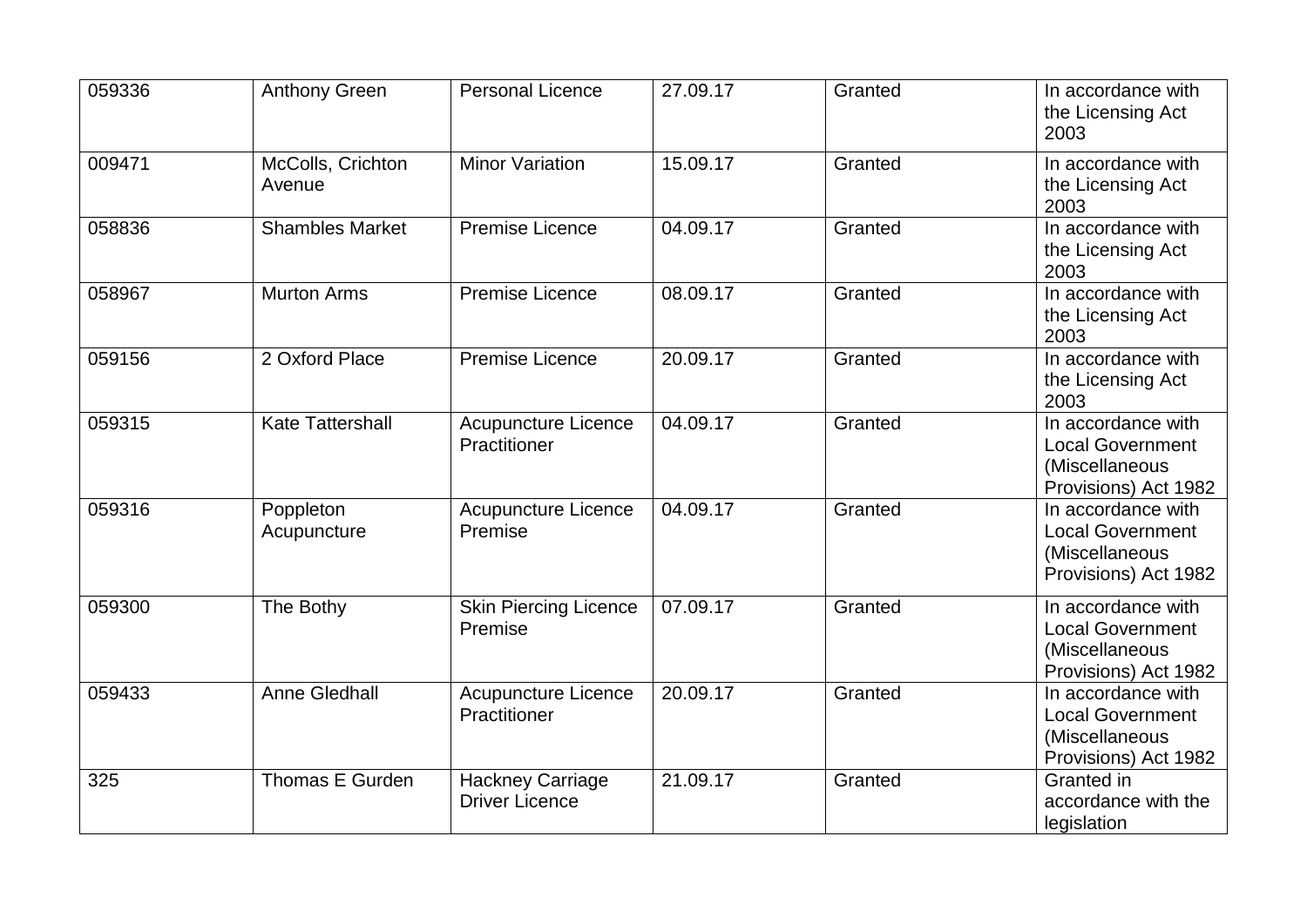| | | | | | |
|---|---|---|---|---|---|
| 059336 | Anthony Green | Personal Licence | 27.09.17 | Granted | In accordance with the Licensing Act 2003 |
| 009471 | McColls, Crichton Avenue | Minor Variation | 15.09.17 | Granted | In accordance with the Licensing Act 2003 |
| 058836 | Shambles Market | Premise Licence | 04.09.17 | Granted | In accordance with the Licensing Act 2003 |
| 058967 | Murton Arms | Premise Licence | 08.09.17 | Granted | In accordance with the Licensing Act 2003 |
| 059156 | 2 Oxford Place | Premise Licence | 20.09.17 | Granted | In accordance with the Licensing Act 2003 |
| 059315 | Kate Tattershall | Acupuncture Licence Practitioner | 04.09.17 | Granted | In accordance with Local Government (Miscellaneous Provisions) Act 1982 |
| 059316 | Poppleton Acupuncture | Acupuncture Licence Premise | 04.09.17 | Granted | In accordance with Local Government (Miscellaneous Provisions) Act 1982 |
| 059300 | The Bothy | Skin Piercing Licence Premise | 07.09.17 | Granted | In accordance with Local Government (Miscellaneous Provisions) Act 1982 |
| 059433 | Anne Gledhall | Acupuncture Licence Practitioner | 20.09.17 | Granted | In accordance with Local Government (Miscellaneous Provisions) Act 1982 |
| 325 | Thomas E Gurden | Hackney Carriage Driver Licence | 21.09.17 | Granted | Granted in accordance with the legislation |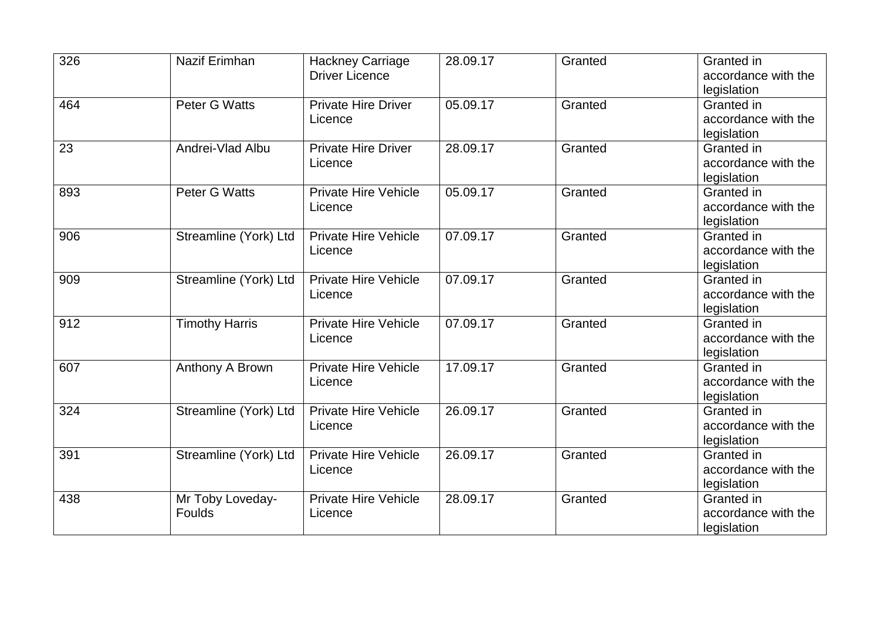| 326 | Nazif Erimhan | Hackney Carriage Driver Licence | 28.09.17 | Granted | Granted in accordance with the legislation |
|---|---|---|---|---|---|
| 464 | Peter G Watts | Private Hire Driver Licence | 05.09.17 | Granted | Granted in accordance with the legislation |
| 23 | Andrei-Vlad Albu | Private Hire Driver Licence | 28.09.17 | Granted | Granted in accordance with the legislation |
| 893 | Peter G Watts | Private Hire Vehicle Licence | 05.09.17 | Granted | Granted in accordance with the legislation |
| 906 | Streamline (York) Ltd | Private Hire Vehicle Licence | 07.09.17 | Granted | Granted in accordance with the legislation |
| 909 | Streamline (York) Ltd | Private Hire Vehicle Licence | 07.09.17 | Granted | Granted in accordance with the legislation |
| 912 | Timothy Harris | Private Hire Vehicle Licence | 07.09.17 | Granted | Granted in accordance with the legislation |
| 607 | Anthony A Brown | Private Hire Vehicle Licence | 17.09.17 | Granted | Granted in accordance with the legislation |
| 324 | Streamline (York) Ltd | Private Hire Vehicle Licence | 26.09.17 | Granted | Granted in accordance with the legislation |
| 391 | Streamline (York) Ltd | Private Hire Vehicle Licence | 26.09.17 | Granted | Granted in accordance with the legislation |
| 438 | Mr Toby Loveday-Foulds | Private Hire Vehicle Licence | 28.09.17 | Granted | Granted in accordance with the legislation |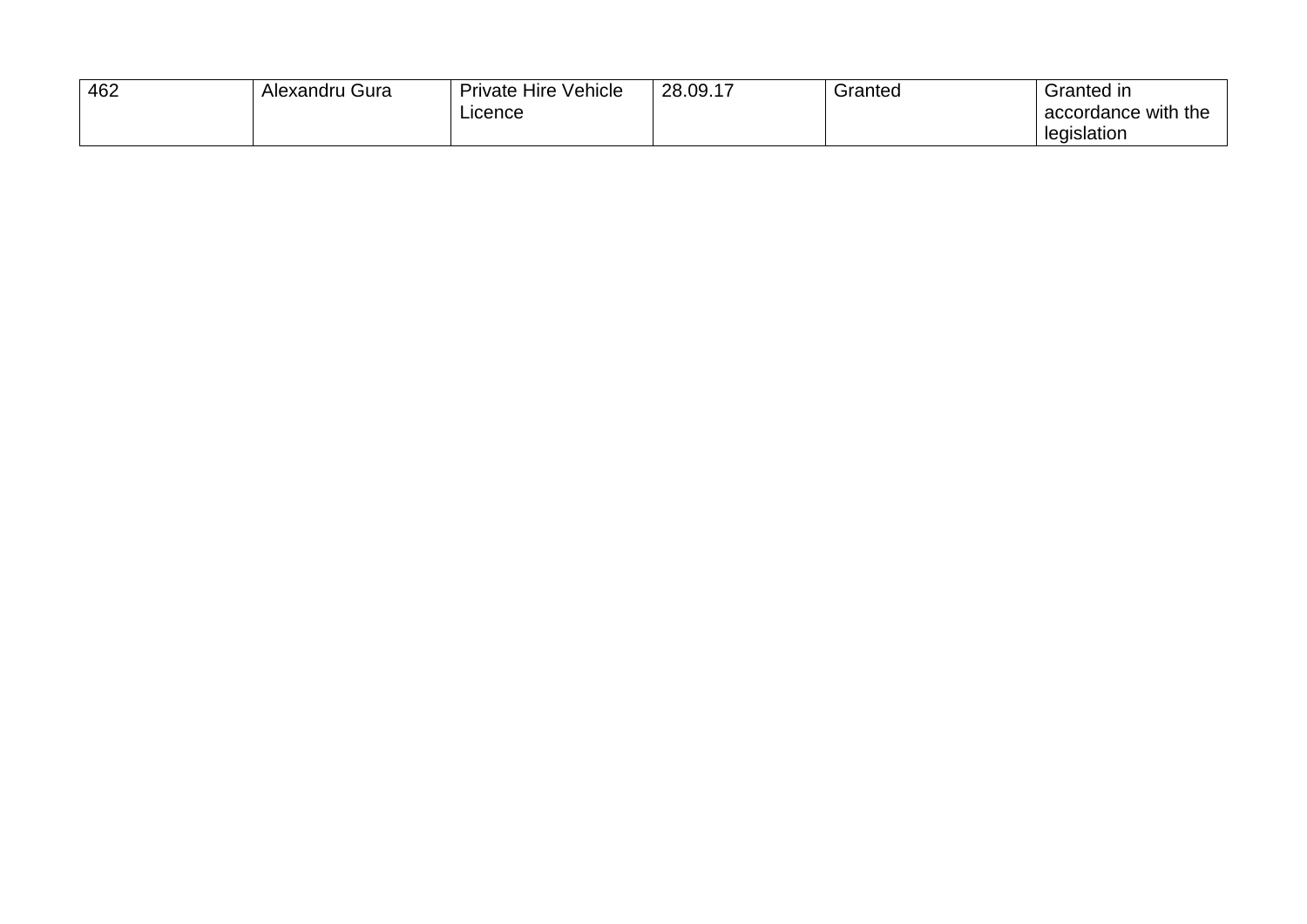| | | | | | |
|---|---|---|---|---|---|
| 462 | Alexandru Gura | Private Hire Vehicle Licence | 28.09.17 | Granted | Granted in accordance with the legislation |